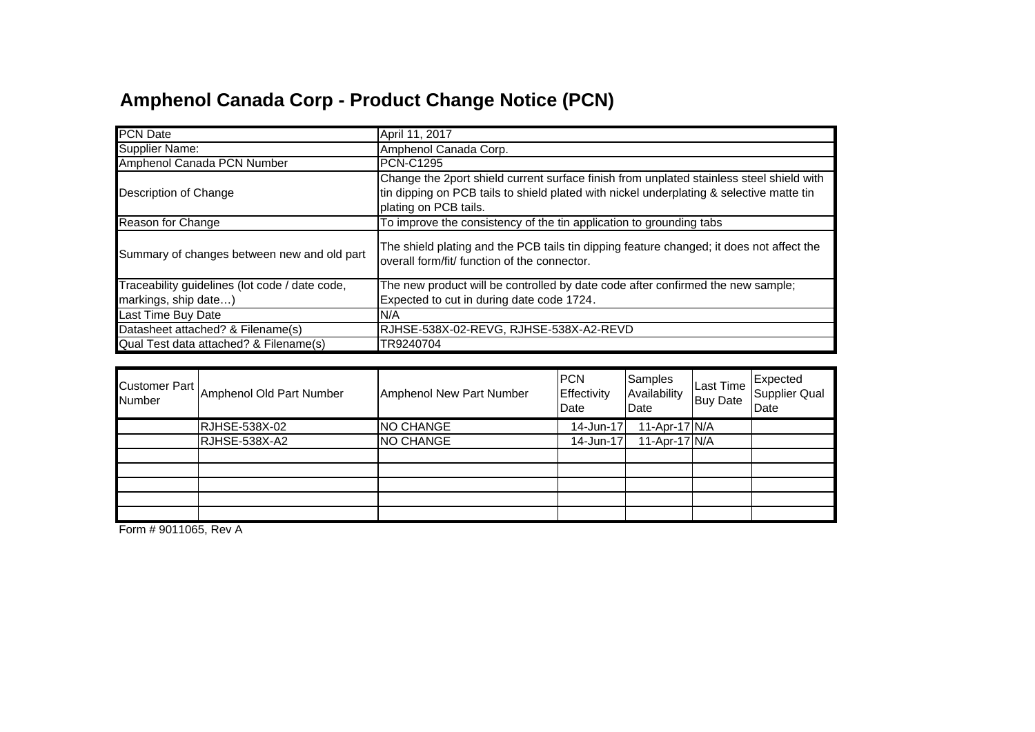# Amphenol Canada Corp - Product Change Notice (PCN)

| | |
|---|---|
| PCN Date | April 11, 2017 |
| Supplier Name: | Amphenol Canada Corp. |
| Amphenol Canada PCN Number | PCN-C1295 |
| Description of Change | Change the 2port shield current surface finish from unplated stainless steel shield with tin dipping on PCB tails to shield plated with nickel underplating & selective matte tin plating on PCB tails. |
| Reason for Change | To improve the consistency of the tin application to grounding tabs |
| Summary of changes between new and old part | The shield plating and the PCB tails tin dipping feature changed; it does not affect the overall form/fit/ function of the connector. |
| Traceability guidelines (lot code / date code, markings, ship date…) | The new product will be controlled by date code after confirmed the new sample; Expected to cut in during date code 1724. |
| Last Time Buy Date | N/A |
| Datasheet attached? & Filename(s) | RJHSE-538X-02-REVG, RJHSE-538X-A2-REVD |
| Qual Test data attached? & Filename(s) | TR9240704 |

| Customer Part Number | Amphenol Old Part Number | Amphenol New Part Number | PCN Effectivity Date | Samples Availability Date | Last Time Buy Date | Expected Supplier Qual Date |
|---|---|---|---|---|---|---|
| | RJHSE-538X-02 | NO CHANGE | 14-Jun-17 | 11-Apr-17 | N/A | |
| | RJHSE-538X-A2 | NO CHANGE | 14-Jun-17 | 11-Apr-17 | N/A | |
| | | | | | | |
| | | | | | | |
| | | | | | | |
| | | | | | | |
| | | | | | | |

Form # 9011065, Rev A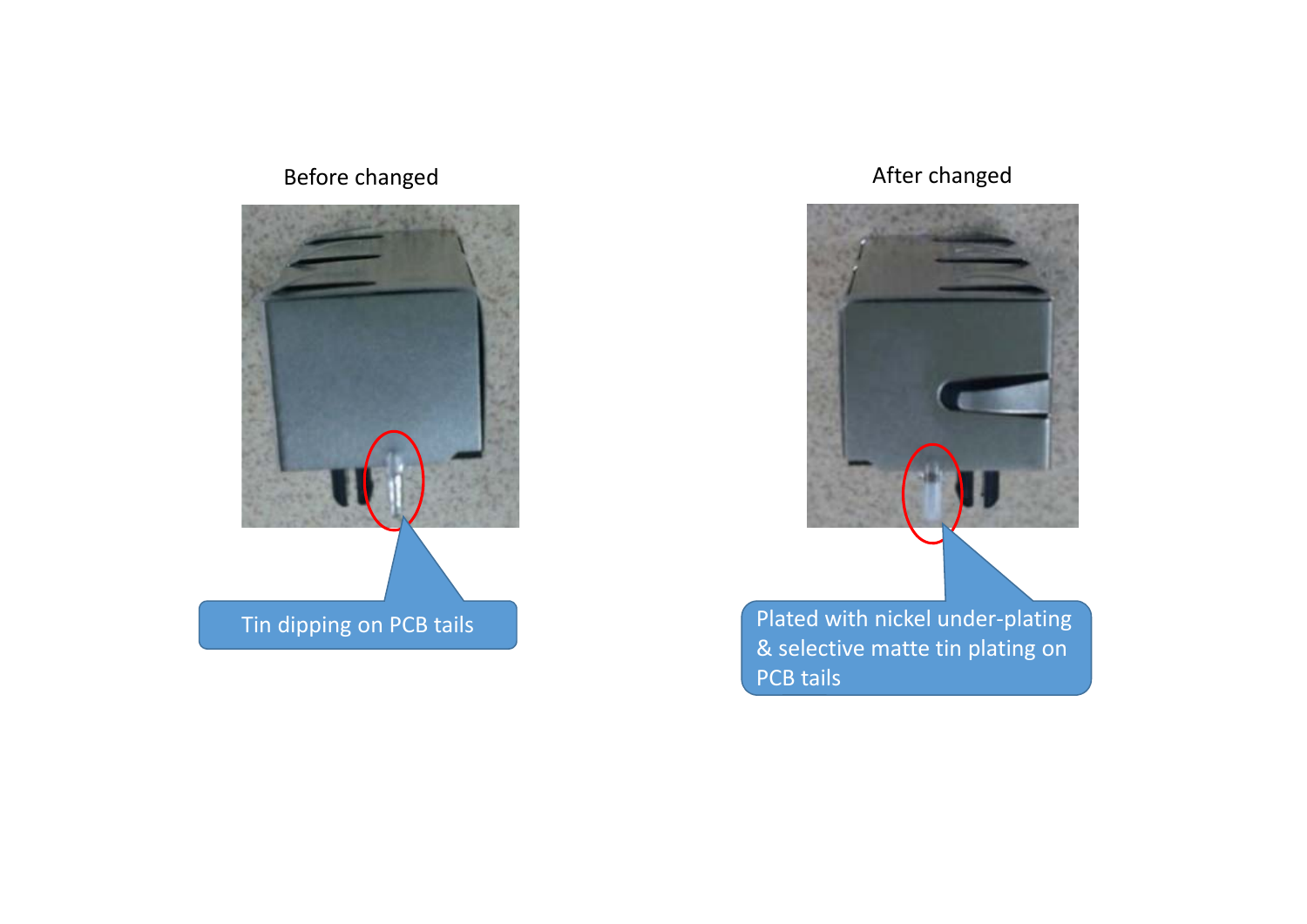Before changed

Tin dipping on PCB tails

After changed

Plated with nickel under-plating & selective matte tin plating on PCB tails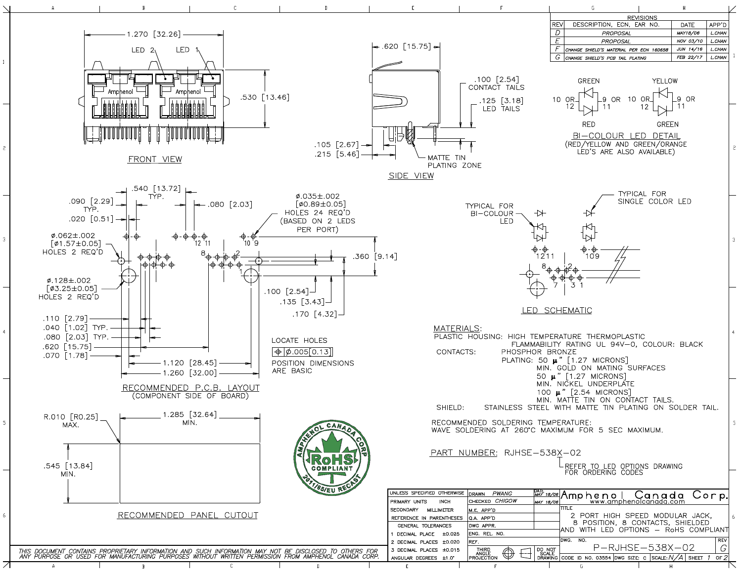| REV | DESCRIPTION, ECN, EAR NO. | DATE | APP'D |
|---|---|---|---|
| D | PROPOSAL | MAY18/06 | L.CHAN |
| E | PROPOSAL | NOV 03/10 | L.CHAN |
| F | CHANGE SHIELD'S MATERIAL PER ECN 160658 | JUN 14/16 | L.CHAN |
| G | CHANGE SHIELD'S PCB TAIL PLATING | FEB 22/17 | L.CHAN |

FRONT VIEW

1.270 [32.26]
.530 [13.46]
LED 2, LED 1

SIDE VIEW

.620 [15.75]
.100 [2.54] CONTACT TAILS
.125 [3.18] LED TAILS
.105 [2.67]
.215 [5.46]
MATTE TIN PLATING ZONE

BI-COLOUR LED DETAIL

GREEN / RED: 10 OR 12 — 9 OR 11
YELLOW / GREEN: 10 OR 12 — 9 OR 11

(RED/YELLOW AND GREEN/ORANGE LED'S ARE ALSO AVAILABLE)

RECOMMENDED P.C.B. LAYOUT
(COMPONENT SIDE OF BOARD)

.540 [13.72] TYP.
.090 [2.29] TYP.
.020 [0.51]
.080 [2.03]
ø.035±.002 [ø0.89±0.05] HOLES 24 REQ'D (BASED ON 2 LEDS PER PORT)
ø.062±.002 [ø1.57±0.05] HOLES 2 REQ'D
ø.128±.002 [ø3.25±0.05] HOLES 2 REQ'D
.360 [9.14]
.100 [2.54]
.135 [3.43]
.170 [4.32]
.110 [2.79]
.040 [1.02] TYP.
.080 [2.03] TYP.
.620 [15.75]
.070 [1.78]
1.120 [28.45]
1.260 [32.00]

LOCATE HOLES ⌖ ø.005[0.13]
POSITION DIMENSIONS ARE BASIC

LED SCHEMATIC

TYPICAL FOR BI-COLOUR LED
TYPICAL FOR SINGLE COLOR LED

RECOMMENDED PANEL CUTOUT

R.010 [R0.25] MAX.
1.285 [32.64] MIN.
.545 [13.84] MIN.

AMPHENOL CANADA CORP — RoHS COMPLIANT — 2011/65/EU RECAST

MATERIALS:

PLASTIC HOUSING: HIGH TEMPERATURE THERMOPLASTIC FLAMMABILITY RATING UL 94V-0, COLOUR: BLACK

CONTACTS: PHOSPHOR BRONZE
PLATING: 50 μ" [1.27 MICRONS] MIN. GOLD ON MATING SURFACES
50 μ" [1.27 MICRONS] MIN. NICKEL UNDERPLATE
100 μ" [2.54 MICRONS] MIN. MATTE TIN ON CONTACT TAILS.

SHIELD: STAINLESS STEEL WITH MATTE TIN PLATING ON SOLDER TAIL.

RECOMMENDED SOLDERING TEMPERATURE:
WAVE SOLDERING AT 260°C MAXIMUM FOR 5 SEC MAXIMUM.

PART NUMBER: RJHSE-538X-02
REFER TO LED OPTIONS DRAWING FOR ORDERING CODES

| UNLESS SPECIFIED OTHERWISE | DRAWN PWANG | DATE MAY 18/06 |
|---|---|---|
| PRIMARY UNITS INCH | CHECKED CHIGOW | MAY 18/06 |
| SECONDARY MILLIMETER | M.E. APP'D | |
| REFERENCE IN PARENTHESES | Q.A. APP'D | |
| GENERAL TOLERANCES | DWG APPR. | |
| 1 DECIMAL PLACE ±0.025 | ENG. REL. NO. | |
| 2 DECIMAL PLACES ±0.020 | REF. | |
| 3 DECIMAL PLACES ±0.015 | THIRD ANGLE PROJECTION | DO NOT SCALE DRAWING |
| ANGULAR DEGREES ±1.0° | | |

Amphenol Canada Corp.
www.amphenolcanada.com

TITLE: 2 PORT HIGH SPEED MODULAR JACK, 8 POSITION, 8 CONTACTS, SHIELDED AND WITH LED OPTIONS - RoHS COMPLIANT

DWG. NO. P-RJHSE-538X-02 REV G
CODE ID NO. 03554 DWG SIZE: C SCALE: N/A SHEET 1 OF 2

THIS DOCUMENT CONTAINS PROPRIETARY INFORMATION AND SUCH INFORMATION MAY NOT BE DISCLOSED TO OTHERS FOR ANY PURPOSE OR USED FOR MANUFACTURING PURPOSES WITHOUT WRITTEN PERMISSION FROM AMPHENOL CANADA CORP.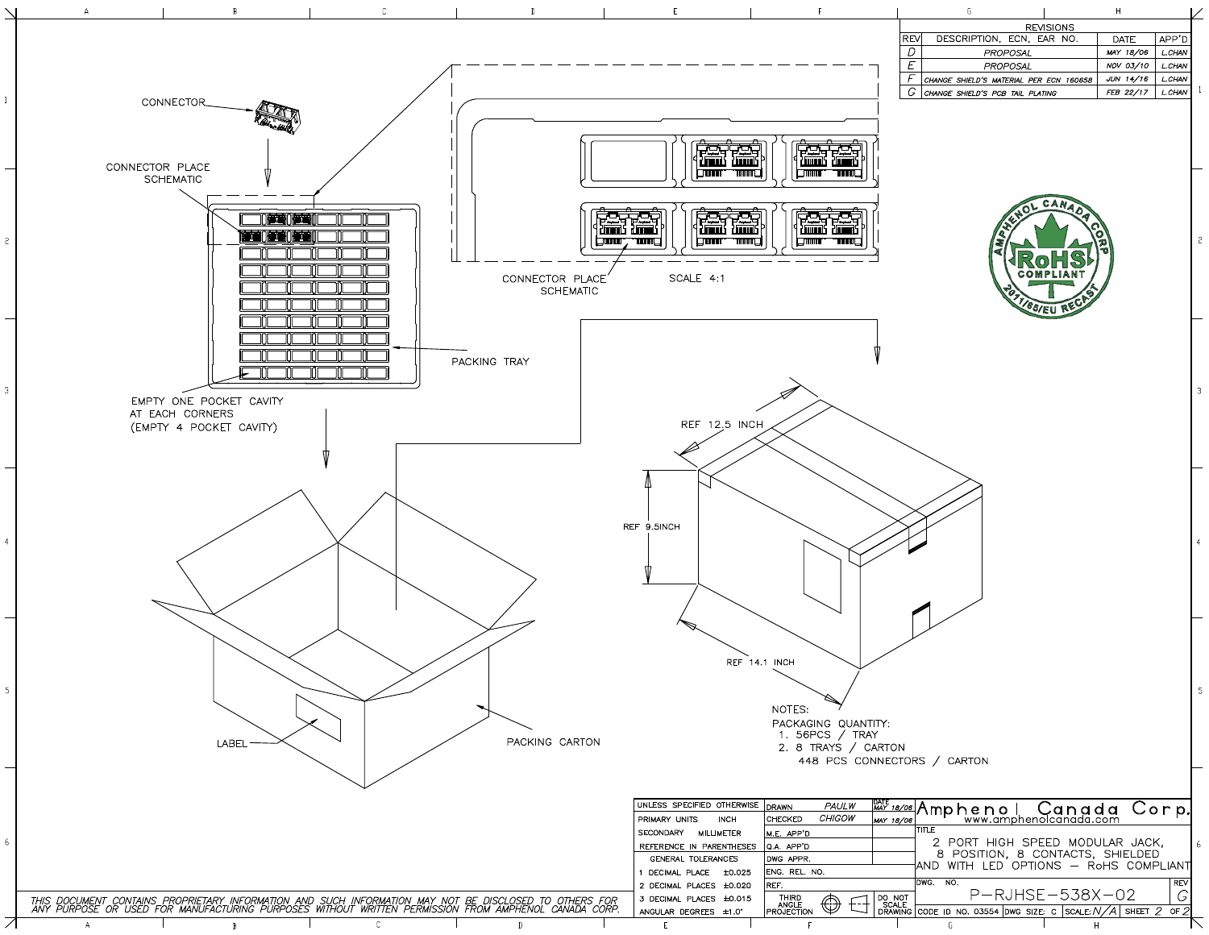| REV | DESCRIPTION, ECN, EAR NO. | DATE | APP'D |
|---|---|---|---|
| D | PROPOSAL | MAY 18/06 | L.CHAN |
| E | PROPOSAL | NOV 03/10 | L.CHAN |
| F | CHANGE SHIELD'S MATERIAL PER ECN 160658 | JUN 14/16 | L.CHAN |
| G | CHANGE SHIELD'S PCB TAIL PLATING | FEB 22/17 | L.CHAN |

CONNECTOR

CONNECTOR PLACE SCHEMATIC

CONNECTOR PLACE SCHEMATIC

SCALE 4:1

PACKING TRAY

EMPTY ONE POCKET CAVITY AT EACH CORNERS (EMPTY 4 POCKET CAVITY)

AMPHENOL CANADA CORP RoHS COMPLIANT 2011/65/EU RECAST

REF 12.5 INCH

REF 9.5INCH

REF 14.1 INCH

LABEL

PACKING CARTON

NOTES:

PACKAGING QUANTITY:

1. 56PCS / TRAY
2. 8 TRAYS / CARTON
   448 PCS CONNECTORS / CARTON

| UNLESS SPECIFIED OTHERWISE | | DRAWN | PAULW | DATE MAY 18/06 |
|---|---|---|---|---|
| PRIMARY UNITS | INCH | CHECKED | CHIGOW | MAY 18/06 |
| SECONDARY | MILLIMETER | M.E. APP'D | | |
| REFERENCE IN PARENTHESES | | Q.A. APP'D | | |
| GENERAL TOLERANCES | | DWG APPR. | | |
| 1 DECIMAL PLACE | ±0.025 | ENG. REL. NO. | | |
| 2 DECIMAL PLACES | ±0.020 | REF. | | |
| 3 DECIMAL PLACES | ±0.015 | THIRD ANGLE PROJECTION | | DO NOT SCALE DRAWING |
| ANGULAR DEGREES | ±1.0° | | | |

Amphenol Canada Corp.
www.amphenolcanada.com

TITLE: 2 PORT HIGH SPEED MODULAR JACK, 8 POSITION, 8 CONTACTS, SHIELDED AND WITH LED OPTIONS – RoHS COMPLIANT

DWG. NO. P-RJHSE-538X-02 | REV G

CODE ID NO. 03554 | DWG SIZE: C | SCALE: N/A | SHEET 2 OF 2

THIS DOCUMENT CONTAINS PROPRIETARY INFORMATION AND SUCH INFORMATION MAY NOT BE DISCLOSED TO OTHERS FOR ANY PURPOSE OR USED FOR MANUFACTURING PURPOSES WITHOUT WRITTEN PERMISSION FROM AMPHENOL CANADA CORP.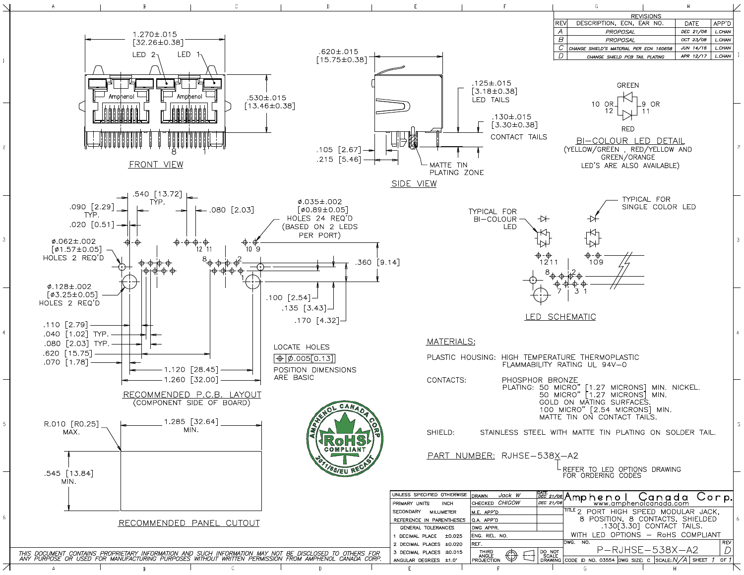| REV | DESCRIPTION, ECN, EAR NO. | DATE | APP'D |
|---|---|---|---|
| A | PROPOSAL | DEC 21/06 | L.CHAN |
| B | PROPOSAL | OCT 23/08 | L.CHAN |
| C | CHANGE SHIELD'S MATERIAL PER ECN 160658 | JUN 14/16 | L.CHAN |
| D | CHANGE SHIELD PCB TAIL PLATING | APR 12/17 | L.CHAN |

## FRONT VIEW

1.270±.015 [32.26±0.38]

LED 2

LED 1

.530±.015 [13.46±0.38]

8 1

## SIDE VIEW

.620±.015 [15.75±0.38]

.125±.015 [3.18±0.38] LED TAILS

.130±.015 [3.30±0.38] CONTACT TAILS

.105 [2.67]

.215 [5.46]

MATTE TIN PLATING ZONE

## BI-COLOUR LED DETAIL

GREEN

10 OR 12

9 OR 11

RED

(YELLOW/GREEN , RED/YELLOW AND GREEN/ORANGE LED'S ARE ALSO AVAILABLE)

## RECOMMENDED P.C.B. LAYOUT

(COMPONENT SIDE OF BOARD)

.540 [13.72] TYP.

.090 [2.29] TYP.

.020 [0.51]

.080 [2.03]

ø.035±.002 [ø0.89±0.05] HOLES 24 REQ'D (BASED ON 2 LEDS PER PORT)

ø.062±.002 [ø1.57±0.05] HOLES 2 REQ'D

ø.128±.002 [ø3.25±0.05] HOLES 2 REQ'D

.360 [9.14]

.100 [2.54]

.135 [3.43]

.170 [4.32]

.110 [2.79]

.040 [1.02] TYP.

.080 [2.03] TYP.

.620 [15.75]

.070 [1.78]

1.120 [28.45]

1.260 [32.00]

12 11 10 9 8 2 1

LOCATE HOLES ⌖ ø.005[0.13]

POSITION DIMENSIONS ARE BASIC

## LED SCHEMATIC

TYPICAL FOR BI-COLOUR LED

TYPICAL FOR SINGLE COLOR LED

12 11 10 9 8 2 7 3 1

## RECOMMENDED PANEL CUTOUT

R.010 [R0.25] MAX.

1.285 [32.64] MIN.

.545 [13.84] MIN.

AMPHENOL CANADA CORP RoHS COMPLIANT 2011/65/EU RECAST

## MATERIALS:

PLASTIC HOUSING: HIGH TEMPERATURE THERMOPLASTIC FLAMMABILITY RATING UL 94V-0

CONTACTS: PHOSPHOR BRONZE
PLATING: 50 MICRO" [1.27 MICRONS] MIN. NICKEL.
50 MICRO" [1.27 MICRONS] MIN. GOLD ON MATING SURFACES.
100 MICRO" [2.54 MICRONS] MIN. MATTE TIN ON CONTACT TAILS.

SHIELD: STAINLESS STEEL WITH MATTE TIN PLATING ON SOLDER TAIL.

PART NUMBER: RJHSE-538X-A2
└ REFER TO LED OPTIONS DRAWING FOR ORDERING CODES

| | | | |
|---|---|---|---|
| UNLESS SPECIFIED OTHERWISE | DRAWN Jack W | DEC 21/06 | Amphenol Canada Corp. www.amphenolcanada.com |
| PRIMARY UNITS INCH | CHECKED CHIGOW | DEC 21/06 | TITLE 2 PORT HIGH SPEED MODULAR JACK, 8 POSITION, 8 CONTACTS, SHIELDED .130[3.30] CONTACT TAILS. WITH LED OPTIONS – RoHS COMPLIANT |
| SECONDARY MILLIMETER | M.E. APP'D | | |
| REFERENCE IN PARENTHESES | Q.A. APP'D | | |
| GENERAL TOLERANCES | DWG APPR. | | |
| 1 DECIMAL PLACE ±0.025 | ENG. REL. NO. | | DWG. NO. P-RJHSE-538X-A2 REV D |
| 2 DECIMAL PLACES ±0.020 | REF. | | |
| 3 DECIMAL PLACES ±0.015 | THIRD ANGLE PROJECTION | DO NOT SCALE DRAWING | CODE ID NO. 03554 DWG SIZE: C SCALE: N/A SHEET 1 OF 1 |
| ANGULAR DEGREES ±1.0° | | | |

THIS DOCUMENT CONTAINS PROPRIETARY INFORMATION AND SUCH INFORMATION MAY NOT BE DISCLOSED TO OTHERS FOR ANY PURPOSE OR USED FOR MANUFACTURING PURPOSES WITHOUT WRITTEN PERMISSION FROM AMPHENOL CANADA CORP.